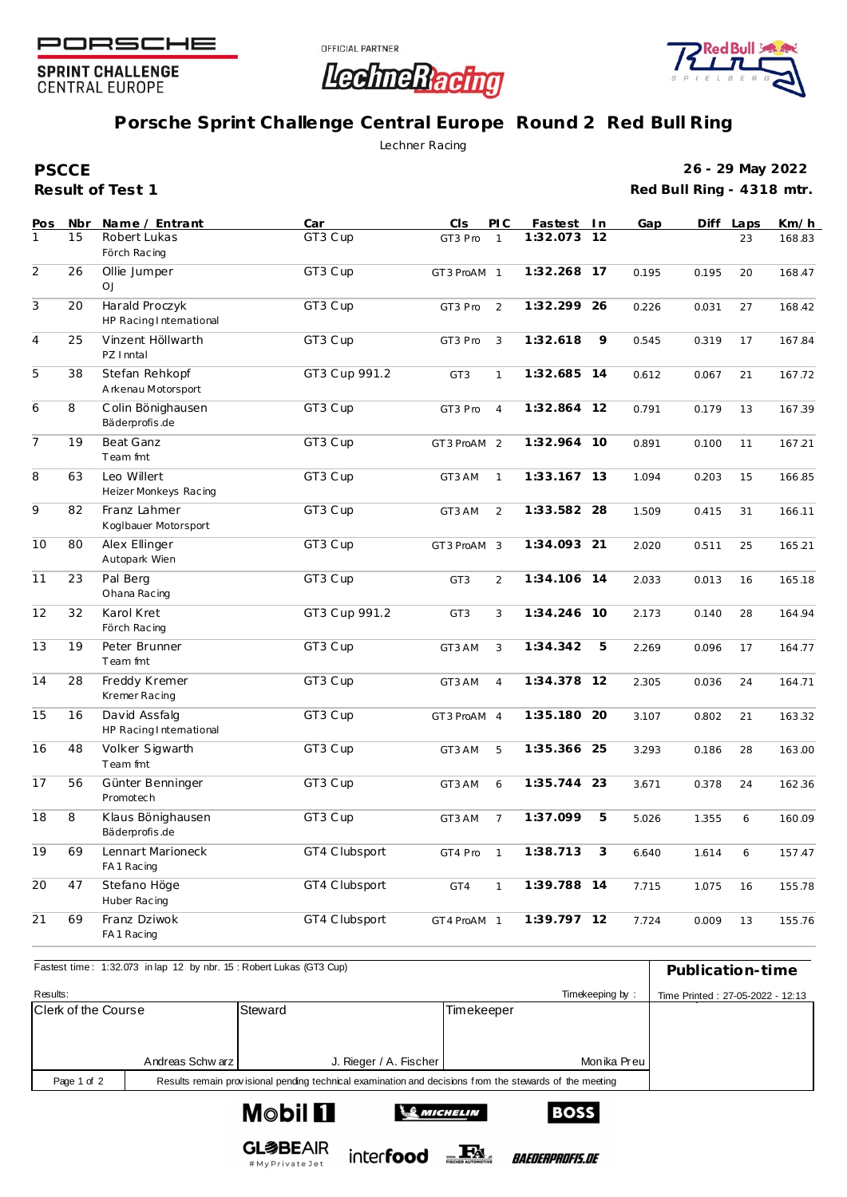PORSCHE

SPRINT CHALLENGE
CENTRAL EUROPE

OFFICIAL PARTNER

# Porsche Sprint Challenge Central Europe Round 2 Red Bull Ring

Lechner Racing

**PSCCE**
**Result of Test 1**

**26 - 29 May 2022**
**Red Bull Ring - 4318 mtr.**

| Pos | Nbr | Name / Entrant | Car | Cls | PIC | Fastest | In | Gap | Diff | Laps | Km/h |
|---|---|---|---|---|---|---|---|---|---|---|---|
| 1 | 15 | Robert Lukas<br>Förch Racing | GT3 Cup | GT3 Pro | 1 | **1:32.073** | **12** | | | 23 | 168.83 |
| 2 | 26 | Ollie Jumper<br>OJ | GT3 Cup | GT3 ProAM | 1 | **1:32.268** | **17** | 0.195 | 0.195 | 20 | 168.47 |
| 3 | 20 | Harald Proczyk<br>HP Racing International | GT3 Cup | GT3 Pro | 2 | **1:32.299** | **26** | 0.226 | 0.031 | 27 | 168.42 |
| 4 | 25 | Vinzent Höllwarth<br>PZ Inntal | GT3 Cup | GT3 Pro | 3 | **1:32.618** | **9** | 0.545 | 0.319 | 17 | 167.84 |
| 5 | 38 | Stefan Rehkopf<br>Arkenau Motorsport | GT3 Cup 991.2 | GT3 | 1 | **1:32.685** | **14** | 0.612 | 0.067 | 21 | 167.72 |
| 6 | 8 | Colin Bönighausen<br>Bäderprofis.de | GT3 Cup | GT3 Pro | 4 | **1:32.864** | **12** | 0.791 | 0.179 | 13 | 167.39 |
| 7 | 19 | Beat Ganz<br>Team fmt | GT3 Cup | GT3 ProAM | 2 | **1:32.964** | **10** | 0.891 | 0.100 | 11 | 167.21 |
| 8 | 63 | Leo Willert<br>Heizer Monkeys Racing | GT3 Cup | GT3 AM | 1 | **1:33.167** | **13** | 1.094 | 0.203 | 15 | 166.85 |
| 9 | 82 | Franz Lahmer<br>Koglbauer Motorsport | GT3 Cup | GT3 AM | 2 | **1:33.582** | **28** | 1.509 | 0.415 | 31 | 166.11 |
| 10 | 80 | Alex Ellinger<br>Autopark Wien | GT3 Cup | GT3 ProAM | 3 | **1:34.093** | **21** | 2.020 | 0.511 | 25 | 165.21 |
| 11 | 23 | Pal Berg<br>Ohana Racing | GT3 Cup | GT3 | 2 | **1:34.106** | **14** | 2.033 | 0.013 | 16 | 165.18 |
| 12 | 32 | Karol Kret<br>Förch Racing | GT3 Cup 991.2 | GT3 | 3 | **1:34.246** | **10** | 2.173 | 0.140 | 28 | 164.94 |
| 13 | 19 | Peter Brunner<br>Team fmt | GT3 Cup | GT3 AM | 3 | **1:34.342** | **5** | 2.269 | 0.096 | 17 | 164.77 |
| 14 | 28 | Freddy Kremer<br>Kremer Racing | GT3 Cup | GT3 AM | 4 | **1:34.378** | **12** | 2.305 | 0.036 | 24 | 164.71 |
| 15 | 16 | David Assfalg<br>HP Racing International | GT3 Cup | GT3 ProAM | 4 | **1:35.180** | **20** | 3.107 | 0.802 | 21 | 163.32 |
| 16 | 48 | Volker Sigwarth<br>Team fmt | GT3 Cup | GT3 AM | 5 | **1:35.366** | **25** | 3.293 | 0.186 | 28 | 163.00 |
| 17 | 56 | Günter Benninger<br>Promotech | GT3 Cup | GT3 AM | 6 | **1:35.744** | **23** | 3.671 | 0.378 | 24 | 162.36 |
| 18 | 8 | Klaus Bönighausen<br>Bäderprofis.de | GT3 Cup | GT3 AM | 7 | **1:37.099** | **5** | 5.026 | 1.355 | 6 | 160.09 |
| 19 | 69 | Lennart Marioneck<br>FA1 Racing | GT4 Clubsport | GT4 Pro | 1 | **1:38.713** | **3** | 6.640 | 1.614 | 6 | 157.47 |
| 20 | 47 | Stefano Höge<br>Huber Racing | GT4 Clubsport | GT4 | 1 | **1:39.788** | **14** | 7.715 | 1.075 | 16 | 155.78 |
| 21 | 69 | Franz Dziwok<br>FA1 Racing | GT4 Clubsport | GT4 ProAM | 1 | **1:39.797** | **12** | 7.724 | 0.009 | 13 | 155.76 |

Fastest time : 1:32.073 in lap 12 by nbr. 15 : Robert Lukas (GT3 Cup)

**Publication-time**

Results:

Timekeeping by :

Time Printed : 27-05-2022 - 12:13

| Clerk of the Course | Steward | Timekeeper |
|---|---|---|
| Andreas Schwarz | J. Rieger / A. Fischer | Monika Preu |

Results remain provisional pending technical examination and decisions from the stewards of the meeting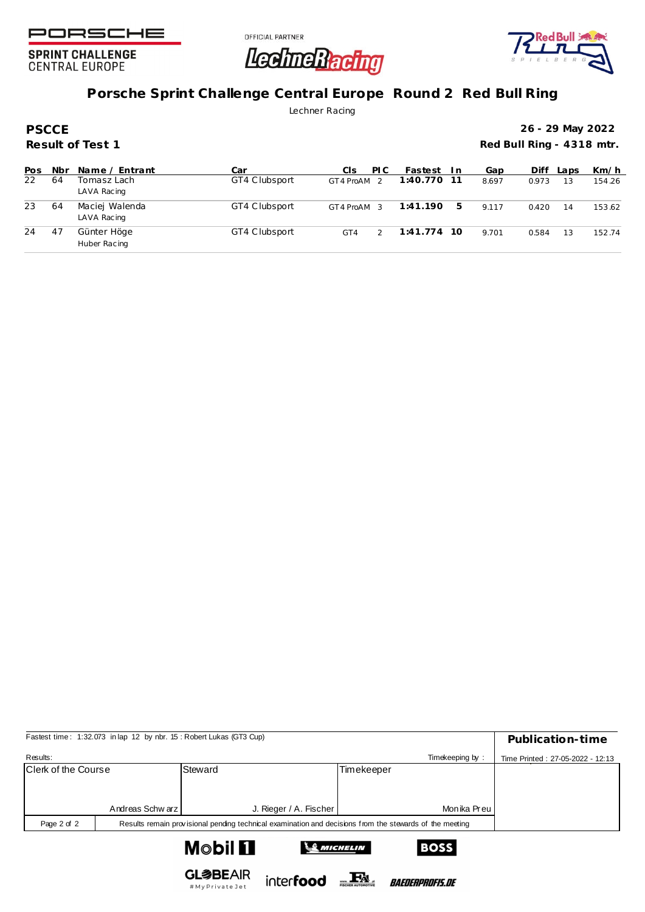PORSCHE SPRINT CHALLENGE CENTRAL EUROPE

OFFICIAL PARTNER Lechner Racing

# Porsche Sprint Challenge Central Europe Round 2 Red Bull Ring

Lechner Racing

**PSCCE**

**Result of Test 1**

**26 - 29 May 2022**

**Red Bull Ring - 4318 mtr.**

| Pos | Nbr | Name / Entrant | Car | Cls | PIC | Fastest | In | Gap | Diff | Laps | Km/h |
|---|---|---|---|---|---|---|---|---|---|---|---|
| 22 | 64 | Tomasz Lach<br>LAVA Racing | GT4 Clubsport | GT4 ProAM | 2 | **1:40.770** | **11** | 8.697 | 0.973 | 13 | 154.26 |
| 23 | 64 | Maciej Walenda<br>LAVA Racing | GT4 Clubsport | GT4 ProAM | 3 | **1:41.190** | **5** | 9.117 | 0.420 | 14 | 153.62 |
| 24 | 47 | Günter Höge<br>Huber Racing | GT4 Clubsport | GT4 | 2 | **1:41.774** | **10** | 9.701 | 0.584 | 13 | 152.74 |

Fastest time : 1:32.073 in lap 12 by nbr. 15 : Robert Lukas (GT3 Cup)

**Publication-time**

Results:

Timekeeping by :

Time Printed : 27-05-2022 - 12:13

| Clerk of the Course | Steward | Timekeeper |
|---|---|---|
| Andreas Schwarz | J. Rieger / A. Fischer | Monika Preu |

Results remain provisional pending technical examination and decisions from the stewards of the meeting

Mobil 1 MICHELIN BOSS GLOBEAIR #MyPrivateJet interfood FA FISCHER AUTOMOTIVE BAEDERPROFIS.DE